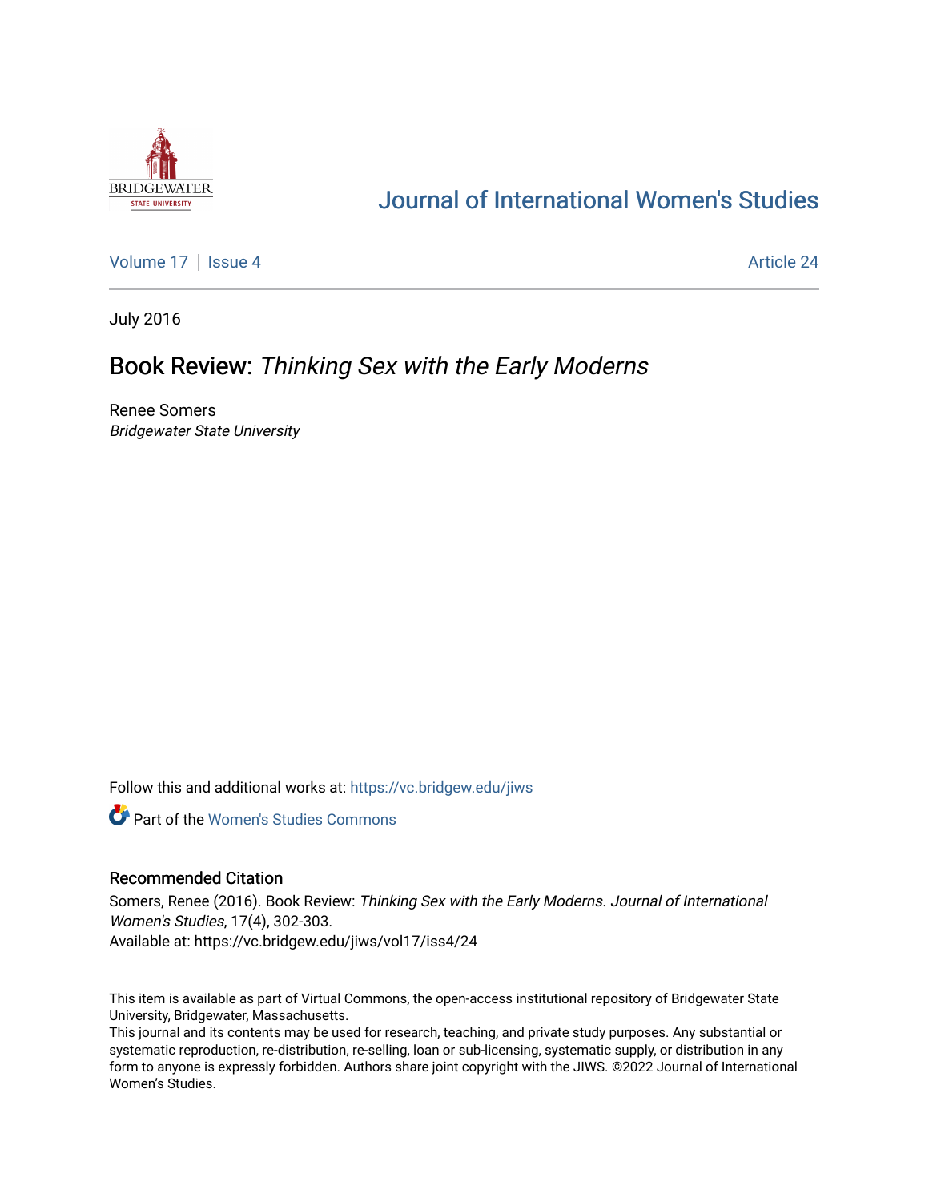# Journal of International Women's Studies

Volume 17 | Issue 4 | Article 24

July 2016

## Book Review: *Thinking Sex with the Early Moderns*

Renee Somers
*Bridgewater State University*

Follow this and additional works at: https://vc.bridgew.edu/jiws

Part of the Women's Studies Commons

### Recommended Citation

Somers, Renee (2016). Book Review: *Thinking Sex with the Early Moderns*. *Journal of International Women's Studies*, 17(4), 302-303.
Available at: https://vc.bridgew.edu/jiws/vol17/iss4/24

This item is available as part of Virtual Commons, the open-access institutional repository of Bridgewater State University, Bridgewater, Massachusetts.
This journal and its contents may be used for research, teaching, and private study purposes. Any substantial or systematic reproduction, re-distribution, re-selling, loan or sub-licensing, systematic supply, or distribution in any form to anyone is expressly forbidden. Authors share joint copyright with the JIWS. ©2022 Journal of International Women's Studies.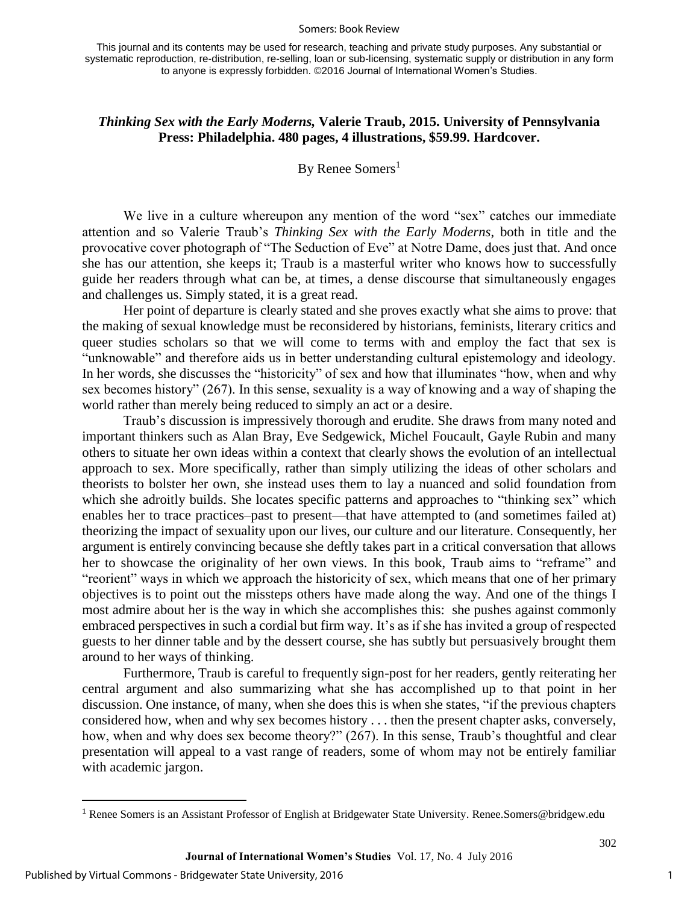This journal and its contents may be used for research, teaching and private study purposes. Any substantial or systematic reproduction, re-distribution, re-selling, loan or sub-licensing, systematic supply or distribution in any form to anyone is expressly forbidden. ©2016 Journal of International Women's Studies.

### *Thinking Sex with the Early Moderns,* Valerie Traub, 2015. University of Pennsylvania Press: Philadelphia. 480 pages, 4 illustrations, $59.99. Hardcover.

By Renee Somers[1]

We live in a culture whereupon any mention of the word "sex" catches our immediate attention and so Valerie Traub's *Thinking Sex with the Early Moderns*, both in title and the provocative cover photograph of "The Seduction of Eve" at Notre Dame, does just that. And once she has our attention, she keeps it; Traub is a masterful writer who knows how to successfully guide her readers through what can be, at times, a dense discourse that simultaneously engages and challenges us. Simply stated, it is a great read.

Her point of departure is clearly stated and she proves exactly what she aims to prove: that the making of sexual knowledge must be reconsidered by historians, feminists, literary critics and queer studies scholars so that we will come to terms with and employ the fact that sex is "unknowable" and therefore aids us in better understanding cultural epistemology and ideology. In her words, she discusses the "historicity" of sex and how that illuminates "how, when and why sex becomes history" (267). In this sense, sexuality is a way of knowing and a way of shaping the world rather than merely being reduced to simply an act or a desire.

Traub's discussion is impressively thorough and erudite. She draws from many noted and important thinkers such as Alan Bray, Eve Sedgewick, Michel Foucault, Gayle Rubin and many others to situate her own ideas within a context that clearly shows the evolution of an intellectual approach to sex. More specifically, rather than simply utilizing the ideas of other scholars and theorists to bolster her own, she instead uses them to lay a nuanced and solid foundation from which she adroitly builds. She locates specific patterns and approaches to "thinking sex" which enables her to trace practices–past to present—that have attempted to (and sometimes failed at) theorizing the impact of sexuality upon our lives, our culture and our literature. Consequently, her argument is entirely convincing because she deftly takes part in a critical conversation that allows her to showcase the originality of her own views. In this book, Traub aims to "reframe" and "reorient" ways in which we approach the historicity of sex, which means that one of her primary objectives is to point out the missteps others have made along the way. And one of the things I most admire about her is the way in which she accomplishes this: she pushes against commonly embraced perspectives in such a cordial but firm way. It's as if she has invited a group of respected guests to her dinner table and by the dessert course, she has subtly but persuasively brought them around to her ways of thinking.

Furthermore, Traub is careful to frequently sign-post for her readers, gently reiterating her central argument and also summarizing what she has accomplished up to that point in her discussion. One instance, of many, when she does this is when she states, "if the previous chapters considered how, when and why sex becomes history . . . then the present chapter asks, conversely, how, when and why does sex become theory?" (267). In this sense, Traub's thoughtful and clear presentation will appeal to a vast range of readers, some of whom may not be entirely familiar with academic jargon.

[1] Renee Somers is an Assistant Professor of English at Bridgewater State University. Renee.Somers@bridgew.edu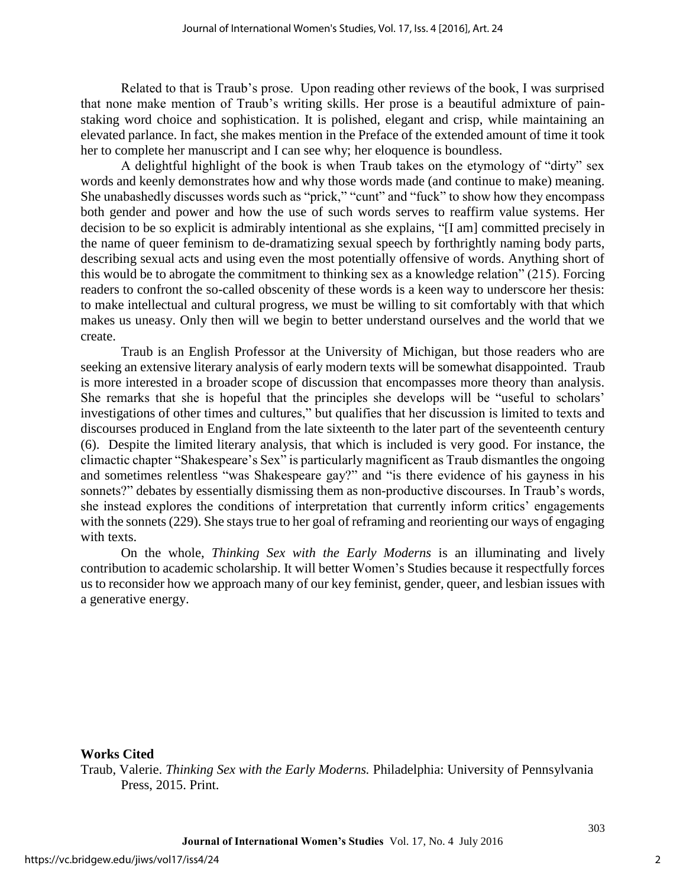Related to that is Traub's prose. Upon reading other reviews of the book, I was surprised that none make mention of Traub's writing skills. Her prose is a beautiful admixture of pain-staking word choice and sophistication. It is polished, elegant and crisp, while maintaining an elevated parlance. In fact, she makes mention in the Preface of the extended amount of time it took her to complete her manuscript and I can see why; her eloquence is boundless.

A delightful highlight of the book is when Traub takes on the etymology of "dirty" sex words and keenly demonstrates how and why those words made (and continue to make) meaning. She unabashedly discusses words such as "prick," "cunt" and "fuck" to show how they encompass both gender and power and how the use of such words serves to reaffirm value systems. Her decision to be so explicit is admirably intentional as she explains, "[I am] committed precisely in the name of queer feminism to de-dramatizing sexual speech by forthrightly naming body parts, describing sexual acts and using even the most potentially offensive of words. Anything short of this would be to abrogate the commitment to thinking sex as a knowledge relation" (215). Forcing readers to confront the so-called obscenity of these words is a keen way to underscore her thesis: to make intellectual and cultural progress, we must be willing to sit comfortably with that which makes us uneasy. Only then will we begin to better understand ourselves and the world that we create.

Traub is an English Professor at the University of Michigan, but those readers who are seeking an extensive literary analysis of early modern texts will be somewhat disappointed. Traub is more interested in a broader scope of discussion that encompasses more theory than analysis. She remarks that she is hopeful that the principles she develops will be "useful to scholars' investigations of other times and cultures," but qualifies that her discussion is limited to texts and discourses produced in England from the late sixteenth to the later part of the seventeenth century (6). Despite the limited literary analysis, that which is included is very good. For instance, the climactic chapter "Shakespeare's Sex" is particularly magnificent as Traub dismantles the ongoing and sometimes relentless "was Shakespeare gay?" and "is there evidence of his gayness in his sonnets?" debates by essentially dismissing them as non-productive discourses. In Traub's words, she instead explores the conditions of interpretation that currently inform critics' engagements with the sonnets (229). She stays true to her goal of reframing and reorienting our ways of engaging with texts.

On the whole, *Thinking Sex with the Early Moderns* is an illuminating and lively contribution to academic scholarship. It will better Women's Studies because it respectfully forces us to reconsider how we approach many of our key feminist, gender, queer, and lesbian issues with a generative energy.

**Works Cited**

Traub, Valerie. *Thinking Sex with the Early Moderns.* Philadelphia: University of Pennsylvania Press, 2015. Print.